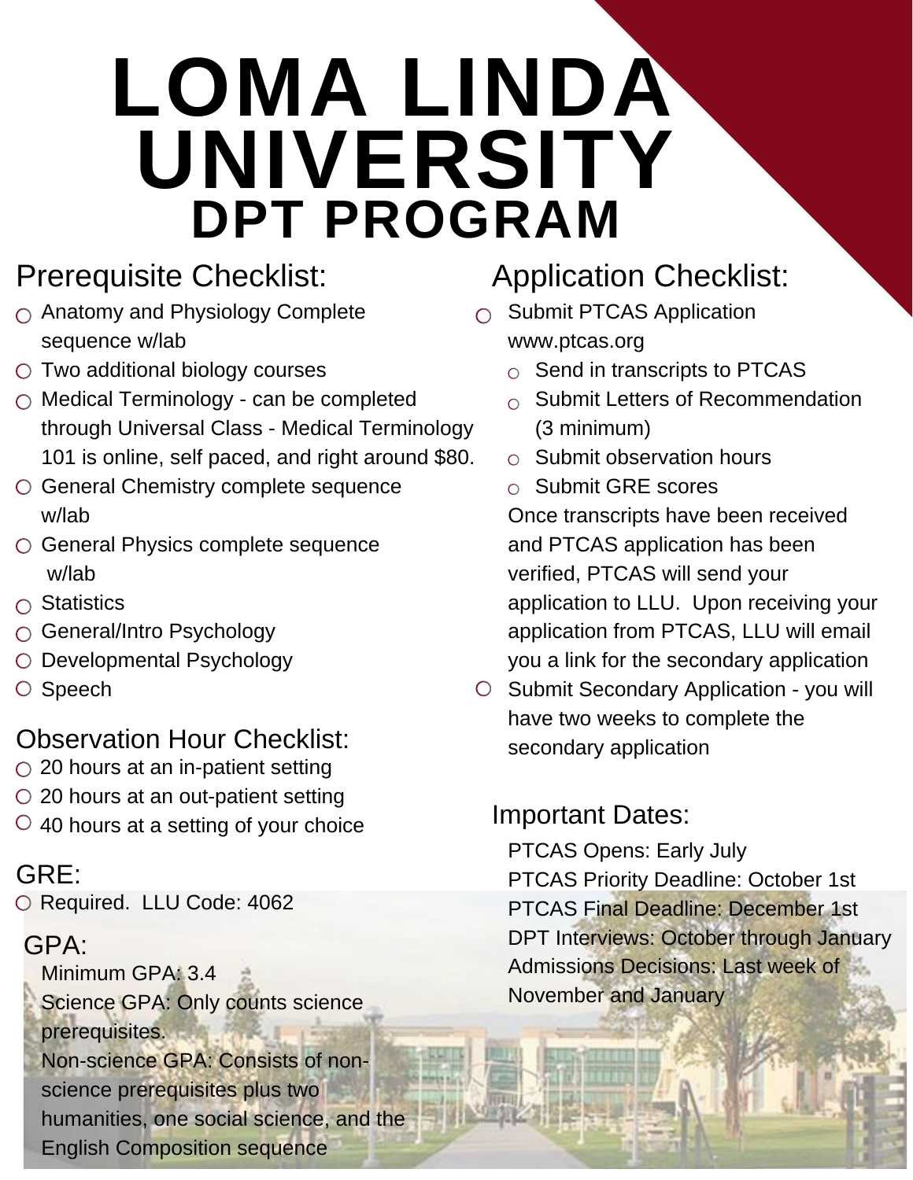# LOMA LINDA UNIVERSITY
## DPT PROGRAM

### Prerequisite Checklist:

- ○ Anatomy and Physiology Complete sequence w/lab
- ○ Two additional biology courses
- ○ Medical Terminology - can be completed through Universal Class - Medical Terminology 101 is online, self paced, and right around $80.
- ○ General Chemistry complete sequence w/lab
- ○ General Physics complete sequence w/lab
- ○ Statistics
- ○ General/Intro Psychology
- ○ Developmental Psychology
- ○ Speech

### Observation Hour Checklist:

- ○ 20 hours at an in-patient setting
- ○ 20 hours at an out-patient setting
- ○ 40 hours at a setting of your choice

### GRE:

- ○ Required. LLU Code: 4062

### GPA:

Minimum GPA: 3.4

Science GPA: Only counts science prerequisites.

Non-science GPA: Consists of non-science prerequisites plus two humanities, one social science, and the English Composition sequence

### Application Checklist:

- ○ Submit PTCAS Application www.ptcas.org
  - ○ Send in transcripts to PTCAS
  - ○ Submit Letters of Recommendation (3 minimum)
  - ○ Submit observation hours
  - ○ Submit GRE scores

  Once transcripts have been received and PTCAS application has been verified, PTCAS will send your application to LLU. Upon receiving your application from PTCAS, LLU will email you a link for the secondary application
- ○ Submit Secondary Application - you will have two weeks to complete the secondary application

### Important Dates:

PTCAS Opens: Early July

PTCAS Priority Deadline: October 1st

PTCAS Final Deadline: December 1st

DPT Interviews: October through January

Admissions Decisions: Last week of November and January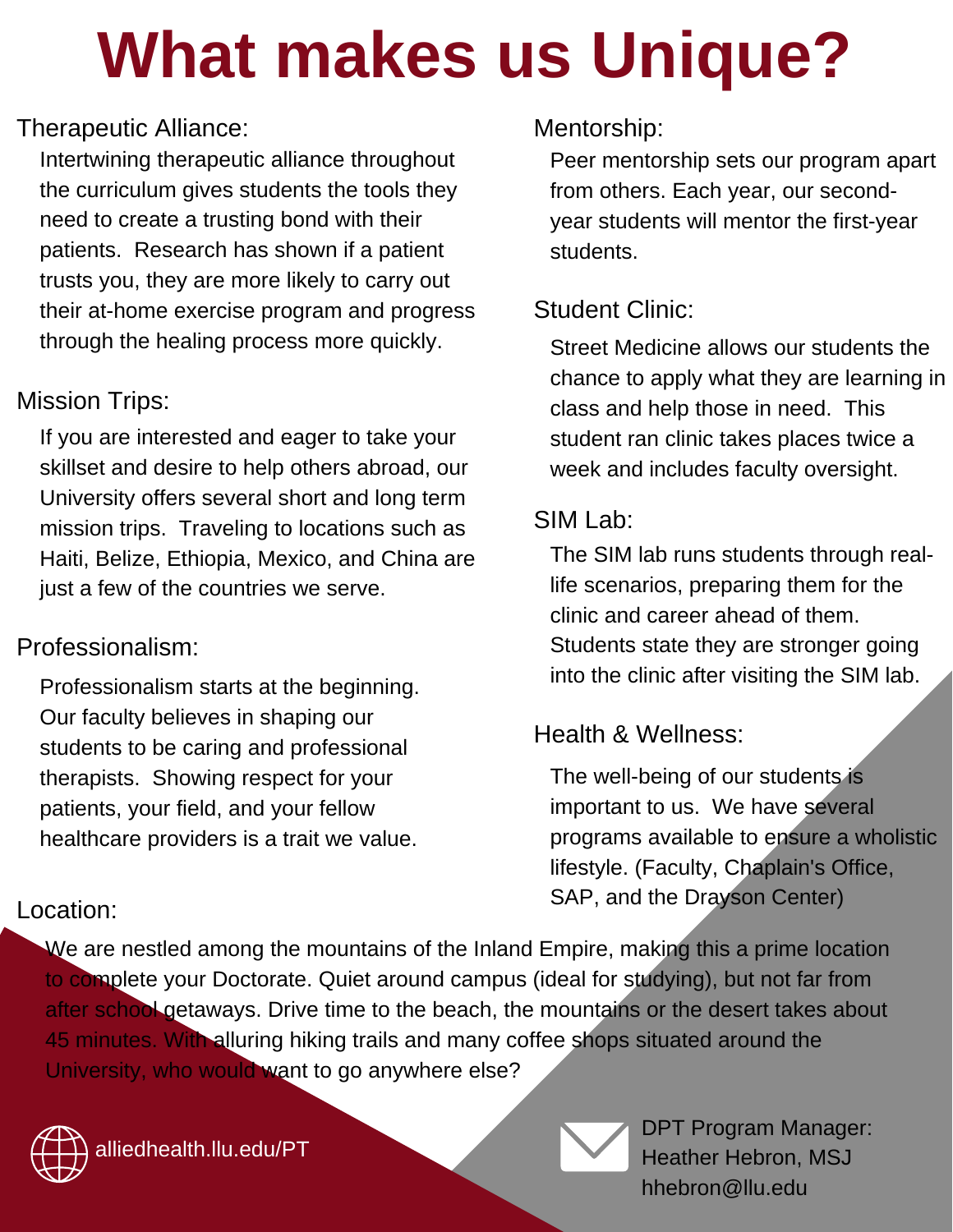# What makes us Unique?

## Therapeutic Alliance:

Intertwining therapeutic alliance throughout the curriculum gives students the tools they need to create a trusting bond with their patients. Research has shown if a patient trusts you, they are more likely to carry out their at-home exercise program and progress through the healing process more quickly.

## Mission Trips:

If you are interested and eager to take your skillset and desire to help others abroad, our University offers several short and long term mission trips. Traveling to locations such as Haiti, Belize, Ethiopia, Mexico, and China are just a few of the countries we serve.

## Professionalism:

Professionalism starts at the beginning. Our faculty believes in shaping our students to be caring and professional therapists. Showing respect for your patients, your field, and your fellow healthcare providers is a trait we value.

## Mentorship:

Peer mentorship sets our program apart from others. Each year, our second-year students will mentor the first-year students.

## Student Clinic:

Street Medicine allows our students the chance to apply what they are learning in class and help those in need. This student ran clinic takes places twice a week and includes faculty oversight.

## SIM Lab:

The SIM lab runs students through real-life scenarios, preparing them for the clinic and career ahead of them. Students state they are stronger going into the clinic after visiting the SIM lab.

## Health & Wellness:

The well-being of our students is important to us. We have several programs available to ensure a wholistic lifestyle. (Faculty, Chaplain's Office, SAP, and the Drayson Center)

## Location:

We are nestled among the mountains of the Inland Empire, making this a prime location to complete your Doctorate. Quiet around campus (ideal for studying), but not far from after school getaways. Drive time to the beach, the mountains or the desert takes about 45 minutes. With alluring hiking trails and many coffee shops situated around the University, who would want to go anywhere else?

alliedhealth.llu.edu/PT

DPT Program Manager:
Heather Hebron, MSJ
hhebron@llu.edu